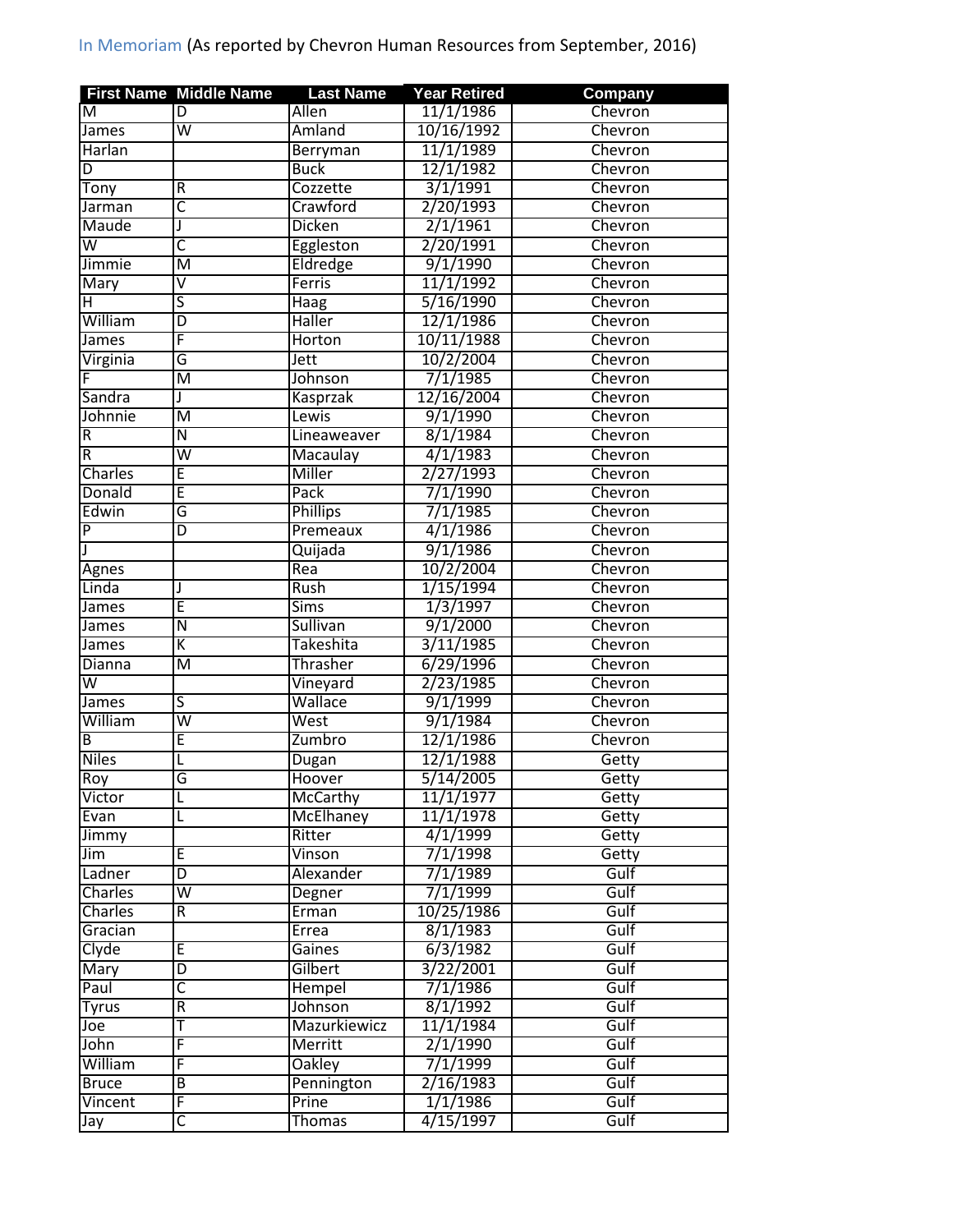In Memoriam (As reported by Chevron Human Resources from September, 2016)

| First Name | Middle Name | Last Name | Year Retired | Company |
|---|---|---|---|---|
| M | D | Allen | 11/1/1986 | Chevron |
| James | W | Amland | 10/16/1992 | Chevron |
| Harlan | | Berryman | 11/1/1989 | Chevron |
| D | | Buck | 12/1/1982 | Chevron |
| Tony | R | Cozzette | 3/1/1991 | Chevron |
| Jarman | C | Crawford | 2/20/1993 | Chevron |
| Maude | J | Dicken | 2/1/1961 | Chevron |
| W | C | Eggleston | 2/20/1991 | Chevron |
| Jimmie | M | Eldredge | 9/1/1990 | Chevron |
| Mary | V | Ferris | 11/1/1992 | Chevron |
| H | S | Haag | 5/16/1990 | Chevron |
| William | D | Haller | 12/1/1986 | Chevron |
| James | F | Horton | 10/11/1988 | Chevron |
| Virginia | G | Jett | 10/2/2004 | Chevron |
| F | M | Johnson | 7/1/1985 | Chevron |
| Sandra | J | Kasprzak | 12/16/2004 | Chevron |
| Johnnie | M | Lewis | 9/1/1990 | Chevron |
| R | N | Lineaweaver | 8/1/1984 | Chevron |
| R | W | Macaulay | 4/1/1983 | Chevron |
| Charles | E | Miller | 2/27/1993 | Chevron |
| Donald | E | Pack | 7/1/1990 | Chevron |
| Edwin | G | Phillips | 7/1/1985 | Chevron |
| P | D | Premeaux | 4/1/1986 | Chevron |
| J | | Quijada | 9/1/1986 | Chevron |
| Agnes | | Rea | 10/2/2004 | Chevron |
| Linda | J | Rush | 1/15/1994 | Chevron |
| James | E | Sims | 1/3/1997 | Chevron |
| James | N | Sullivan | 9/1/2000 | Chevron |
| James | K | Takeshita | 3/11/1985 | Chevron |
| Dianna | M | Thrasher | 6/29/1996 | Chevron |
| W | | Vineyard | 2/23/1985 | Chevron |
| James | S | Wallace | 9/1/1999 | Chevron |
| William | W | West | 9/1/1984 | Chevron |
| B | E | Zumbro | 12/1/1986 | Chevron |
| Niles | L | Dugan | 12/1/1988 | Getty |
| Roy | G | Hoover | 5/14/2005 | Getty |
| Victor | L | McCarthy | 11/1/1977 | Getty |
| Evan | L | McElhaney | 11/1/1978 | Getty |
| Jimmy | | Ritter | 4/1/1999 | Getty |
| Jim | E | Vinson | 7/1/1998 | Getty |
| Ladner | D | Alexander | 7/1/1989 | Gulf |
| Charles | W | Degner | 7/1/1999 | Gulf |
| Charles | R | Erman | 10/25/1986 | Gulf |
| Gracian | | Errea | 8/1/1983 | Gulf |
| Clyde | E | Gaines | 6/3/1982 | Gulf |
| Mary | D | Gilbert | 3/22/2001 | Gulf |
| Paul | C | Hempel | 7/1/1986 | Gulf |
| Tyrus | R | Johnson | 8/1/1992 | Gulf |
| Joe | T | Mazurkiewicz | 11/1/1984 | Gulf |
| John | F | Merritt | 2/1/1990 | Gulf |
| William | F | Oakley | 7/1/1999 | Gulf |
| Bruce | B | Pennington | 2/16/1983 | Gulf |
| Vincent | F | Prine | 1/1/1986 | Gulf |
| Jay | C | Thomas | 4/15/1997 | Gulf |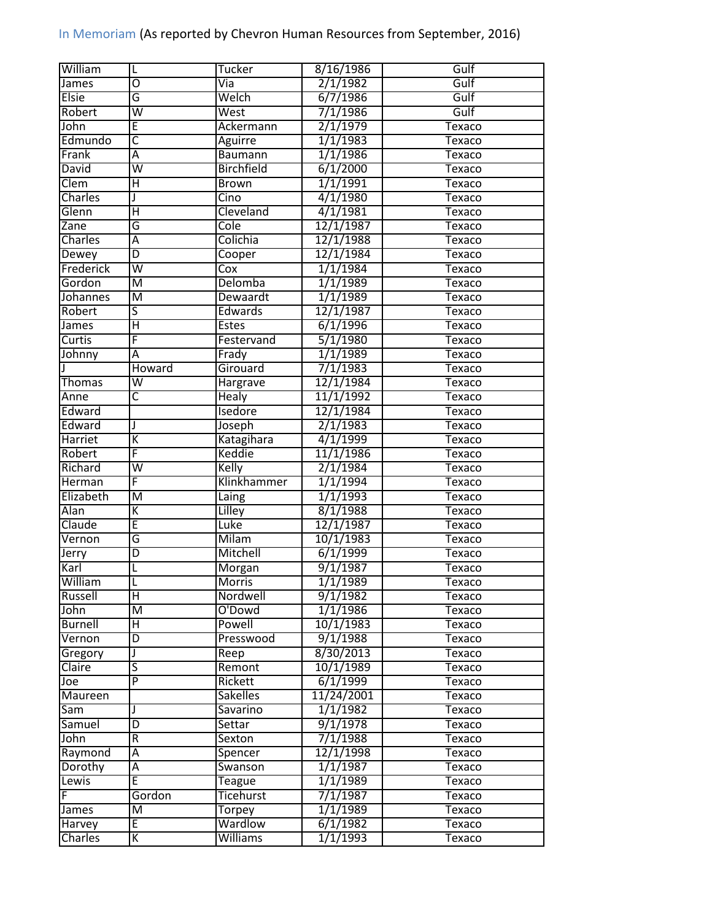In Memoriam (As reported by Chevron Human Resources from September, 2016)

| | | | | |
|---|---|---|---|---|
| William | L | Tucker | 8/16/1986 | Gulf |
| James | O | Via | 2/1/1982 | Gulf |
| Elsie | G | Welch | 6/7/1986 | Gulf |
| Robert | W | West | 7/1/1986 | Gulf |
| John | E | Ackermann | 2/1/1979 | Texaco |
| Edmundo | C | Aguirre | 1/1/1983 | Texaco |
| Frank | A | Baumann | 1/1/1986 | Texaco |
| David | W | Birchfield | 6/1/2000 | Texaco |
| Clem | H | Brown | 1/1/1991 | Texaco |
| Charles | J | Cino | 4/1/1980 | Texaco |
| Glenn | H | Cleveland | 4/1/1981 | Texaco |
| Zane | G | Cole | 12/1/1987 | Texaco |
| Charles | A | Colichia | 12/1/1988 | Texaco |
| Dewey | D | Cooper | 12/1/1984 | Texaco |
| Frederick | W | Cox | 1/1/1984 | Texaco |
| Gordon | M | Delomba | 1/1/1989 | Texaco |
| Johannes | M | Dewaardt | 1/1/1989 | Texaco |
| Robert | S | Edwards | 12/1/1987 | Texaco |
| James | H | Estes | 6/1/1996 | Texaco |
| Curtis | F | Festervand | 5/1/1980 | Texaco |
| Johnny | A | Frady | 1/1/1989 | Texaco |
| J | Howard | Girouard | 7/1/1983 | Texaco |
| Thomas | W | Hargrave | 12/1/1984 | Texaco |
| Anne | C | Healy | 11/1/1992 | Texaco |
| Edward | | Isedore | 12/1/1984 | Texaco |
| Edward | J | Joseph | 2/1/1983 | Texaco |
| Harriet | K | Katagihara | 4/1/1999 | Texaco |
| Robert | F | Keddie | 11/1/1986 | Texaco |
| Richard | W | Kelly | 2/1/1984 | Texaco |
| Herman | F | Klinkhammer | 1/1/1994 | Texaco |
| Elizabeth | M | Laing | 1/1/1993 | Texaco |
| Alan | K | Lilley | 8/1/1988 | Texaco |
| Claude | E | Luke | 12/1/1987 | Texaco |
| Vernon | G | Milam | 10/1/1983 | Texaco |
| Jerry | D | Mitchell | 6/1/1999 | Texaco |
| Karl | L | Morgan | 9/1/1987 | Texaco |
| William | L | Morris | 1/1/1989 | Texaco |
| Russell | H | Nordwell | 9/1/1982 | Texaco |
| John | M | O'Dowd | 1/1/1986 | Texaco |
| Burnell | H | Powell | 10/1/1983 | Texaco |
| Vernon | D | Presswood | 9/1/1988 | Texaco |
| Gregory | J | Reep | 8/30/2013 | Texaco |
| Claire | S | Remont | 10/1/1989 | Texaco |
| Joe | P | Rickett | 6/1/1999 | Texaco |
| Maureen | | Sakelles | 11/24/2001 | Texaco |
| Sam | J | Savarino | 1/1/1982 | Texaco |
| Samuel | D | Settar | 9/1/1978 | Texaco |
| John | R | Sexton | 7/1/1988 | Texaco |
| Raymond | A | Spencer | 12/1/1998 | Texaco |
| Dorothy | A | Swanson | 1/1/1987 | Texaco |
| Lewis | E | Teague | 1/1/1989 | Texaco |
| F | Gordon | Ticehurst | 7/1/1987 | Texaco |
| James | M | Torpey | 1/1/1989 | Texaco |
| Harvey | E | Wardlow | 6/1/1982 | Texaco |
| Charles | K | Williams | 1/1/1993 | Texaco |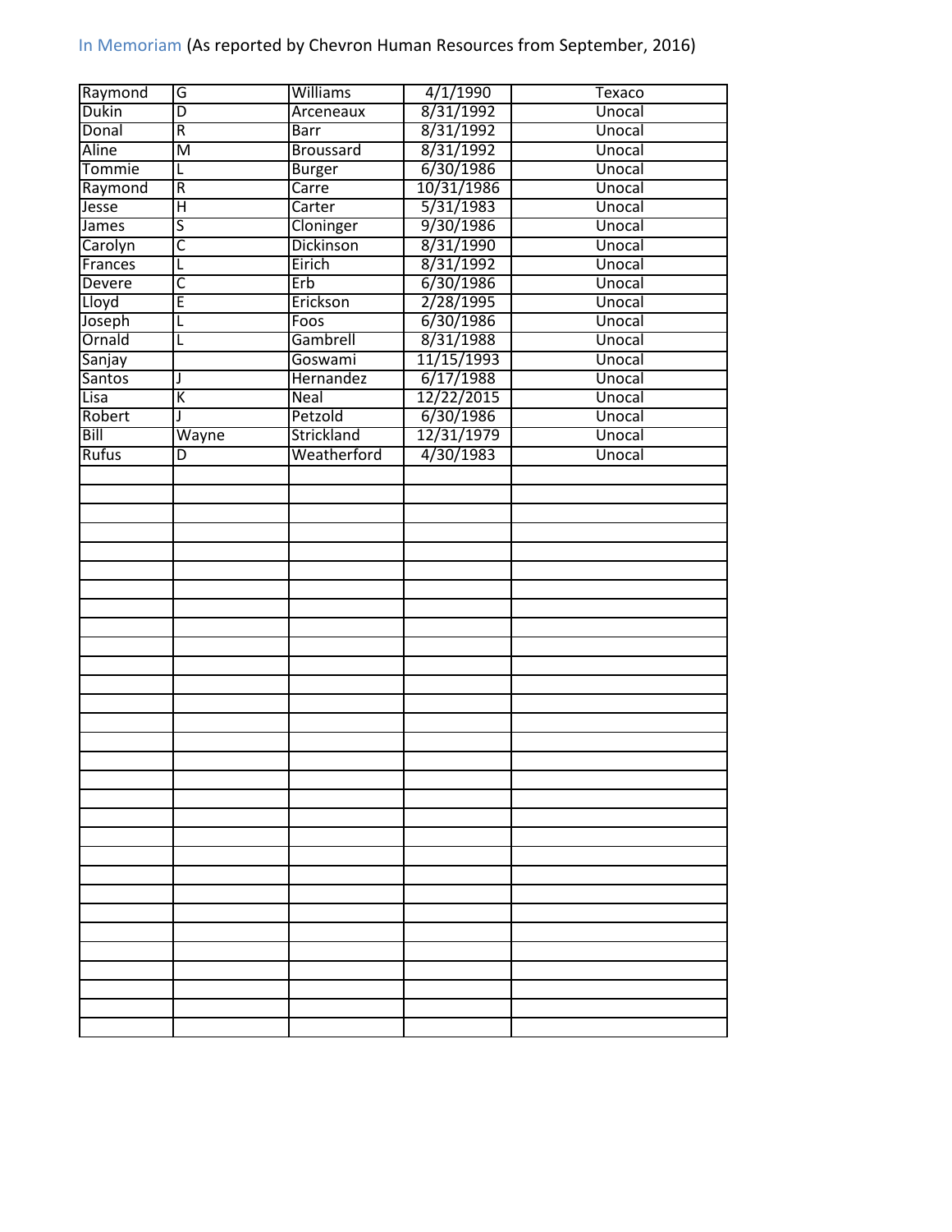In Memoriam (As reported by Chevron Human Resources from September, 2016)

| | | | | |
|---|---|---|---|---|
| Raymond | G | Williams | 4/1/1990 | Texaco |
| Dukin | D | Arceneaux | 8/31/1992 | Unocal |
| Donal | R | Barr | 8/31/1992 | Unocal |
| Aline | M | Broussard | 8/31/1992 | Unocal |
| Tommie | L | Burger | 6/30/1986 | Unocal |
| Raymond | R | Carre | 10/31/1986 | Unocal |
| Jesse | H | Carter | 5/31/1983 | Unocal |
| James | S | Cloninger | 9/30/1986 | Unocal |
| Carolyn | C | Dickinson | 8/31/1990 | Unocal |
| Frances | L | Eirich | 8/31/1992 | Unocal |
| Devere | C | Erb | 6/30/1986 | Unocal |
| Lloyd | E | Erickson | 2/28/1995 | Unocal |
| Joseph | L | Foos | 6/30/1986 | Unocal |
| Ornald | L | Gambrell | 8/31/1988 | Unocal |
| Sanjay | | Goswami | 11/15/1993 | Unocal |
| Santos | J | Hernandez | 6/17/1988 | Unocal |
| Lisa | K | Neal | 12/22/2015 | Unocal |
| Robert | J | Petzold | 6/30/1986 | Unocal |
| Bill | Wayne | Strickland | 12/31/1979 | Unocal |
| Rufus | D | Weatherford | 4/30/1983 | Unocal |